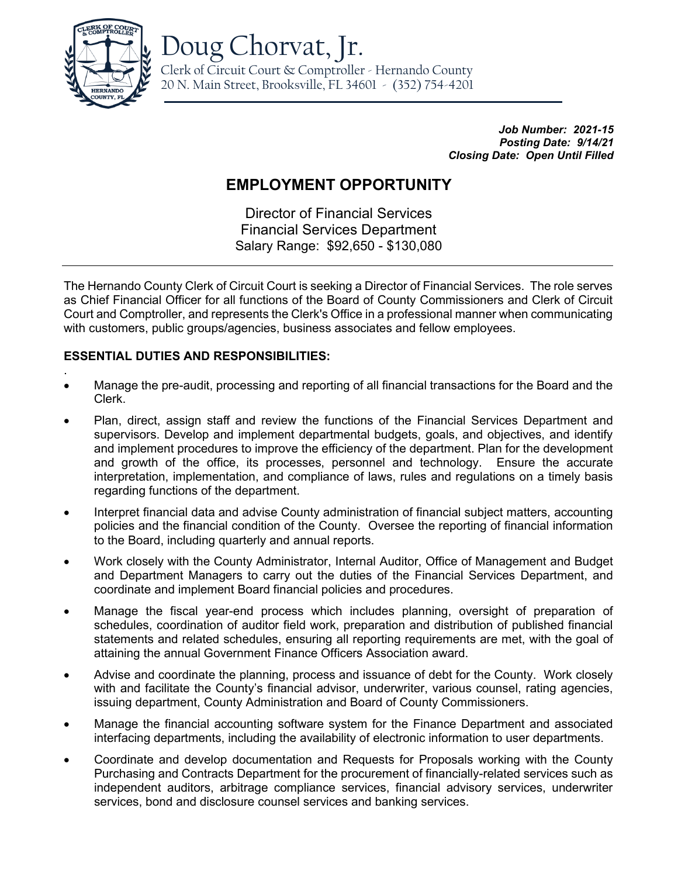# Doug Chorvat, Jr.

Clerk of Circuit Court & Comptroller - Hernando County
20 N. Main Street, Brooksville, FL 34601 - (352) 754-4201

***Job Number: 2021-15***
***Posting Date: 9/14/21***
***Closing Date: Open Until Filled***

## EMPLOYMENT OPPORTUNITY

Director of Financial Services
Financial Services Department
Salary Range: $92,650 - $130,080

---

The Hernando County Clerk of Circuit Court is seeking a Director of Financial Services. The role serves as Chief Financial Officer for all functions of the Board of County Commissioners and Clerk of Circuit Court and Comptroller, and represents the Clerk's Office in a professional manner when communicating with customers, public groups/agencies, business associates and fellow employees.

**ESSENTIAL DUTIES AND RESPONSIBILITIES:**

- Manage the pre-audit, processing and reporting of all financial transactions for the Board and the Clerk.
- Plan, direct, assign staff and review the functions of the Financial Services Department and supervisors. Develop and implement departmental budgets, goals, and objectives, and identify and implement procedures to improve the efficiency of the department. Plan for the development and growth of the office, its processes, personnel and technology. Ensure the accurate interpretation, implementation, and compliance of laws, rules and regulations on a timely basis regarding functions of the department.
- Interpret financial data and advise County administration of financial subject matters, accounting policies and the financial condition of the County. Oversee the reporting of financial information to the Board, including quarterly and annual reports.
- Work closely with the County Administrator, Internal Auditor, Office of Management and Budget and Department Managers to carry out the duties of the Financial Services Department, and coordinate and implement Board financial policies and procedures.
- Manage the fiscal year-end process which includes planning, oversight of preparation of schedules, coordination of auditor field work, preparation and distribution of published financial statements and related schedules, ensuring all reporting requirements are met, with the goal of attaining the annual Government Finance Officers Association award.
- Advise and coordinate the planning, process and issuance of debt for the County. Work closely with and facilitate the County's financial advisor, underwriter, various counsel, rating agencies, issuing department, County Administration and Board of County Commissioners.
- Manage the financial accounting software system for the Finance Department and associated interfacing departments, including the availability of electronic information to user departments.
- Coordinate and develop documentation and Requests for Proposals working with the County Purchasing and Contracts Department for the procurement of financially-related services such as independent auditors, arbitrage compliance services, financial advisory services, underwriter services, bond and disclosure counsel services and banking services.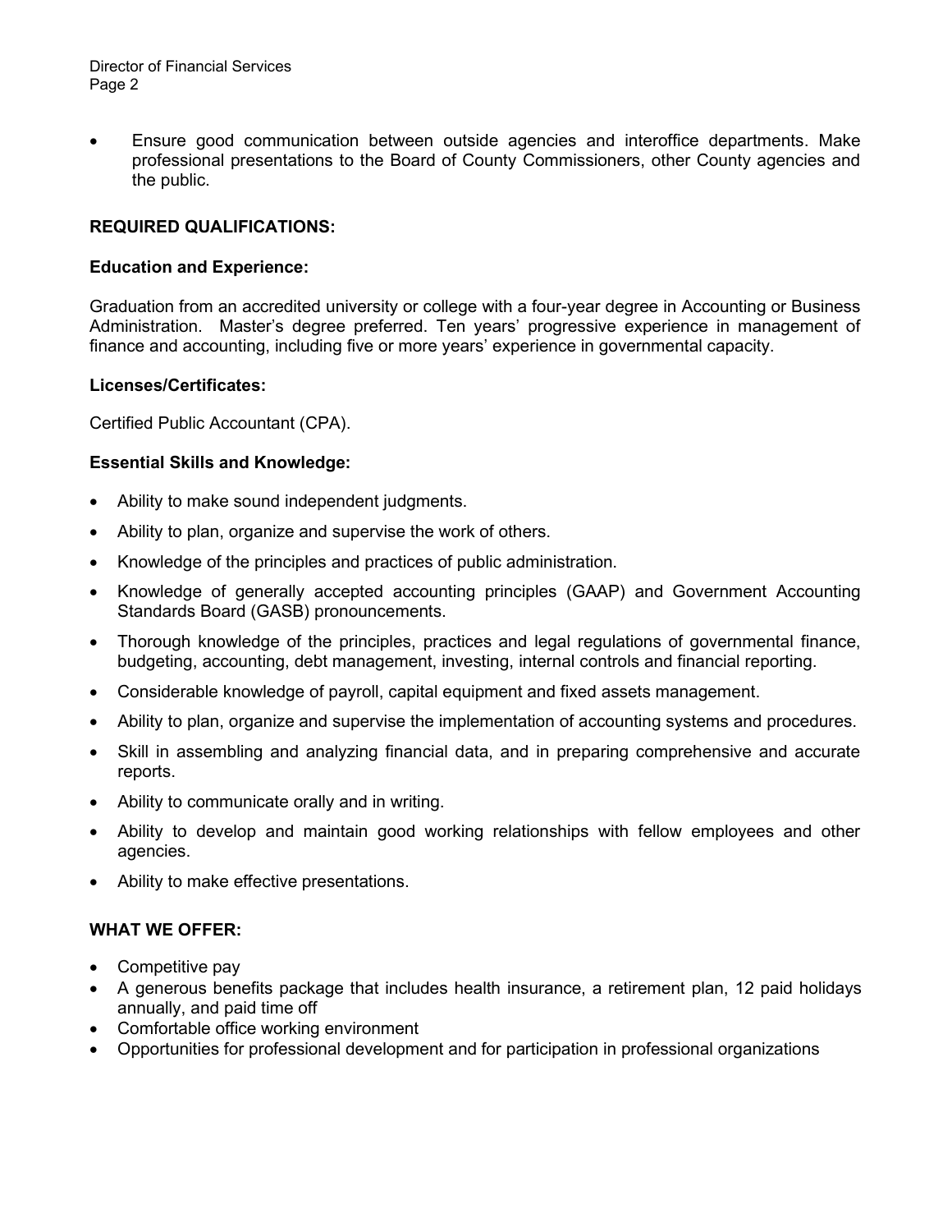- Ensure good communication between outside agencies and interoffice departments. Make professional presentations to the Board of County Commissioners, other County agencies and the public.

## REQUIRED QUALIFICATIONS:

### Education and Experience:

Graduation from an accredited university or college with a four-year degree in Accounting or Business Administration. Master's degree preferred. Ten years' progressive experience in management of finance and accounting, including five or more years' experience in governmental capacity.

### Licenses/Certificates:

Certified Public Accountant (CPA).

### Essential Skills and Knowledge:

- Ability to make sound independent judgments.
- Ability to plan, organize and supervise the work of others.
- Knowledge of the principles and practices of public administration.
- Knowledge of generally accepted accounting principles (GAAP) and Government Accounting Standards Board (GASB) pronouncements.
- Thorough knowledge of the principles, practices and legal regulations of governmental finance, budgeting, accounting, debt management, investing, internal controls and financial reporting.
- Considerable knowledge of payroll, capital equipment and fixed assets management.
- Ability to plan, organize and supervise the implementation of accounting systems and procedures.
- Skill in assembling and analyzing financial data, and in preparing comprehensive and accurate reports.
- Ability to communicate orally and in writing.
- Ability to develop and maintain good working relationships with fellow employees and other agencies.
- Ability to make effective presentations.

## WHAT WE OFFER:

- Competitive pay
- A generous benefits package that includes health insurance, a retirement plan, 12 paid holidays annually, and paid time off
- Comfortable office working environment
- Opportunities for professional development and for participation in professional organizations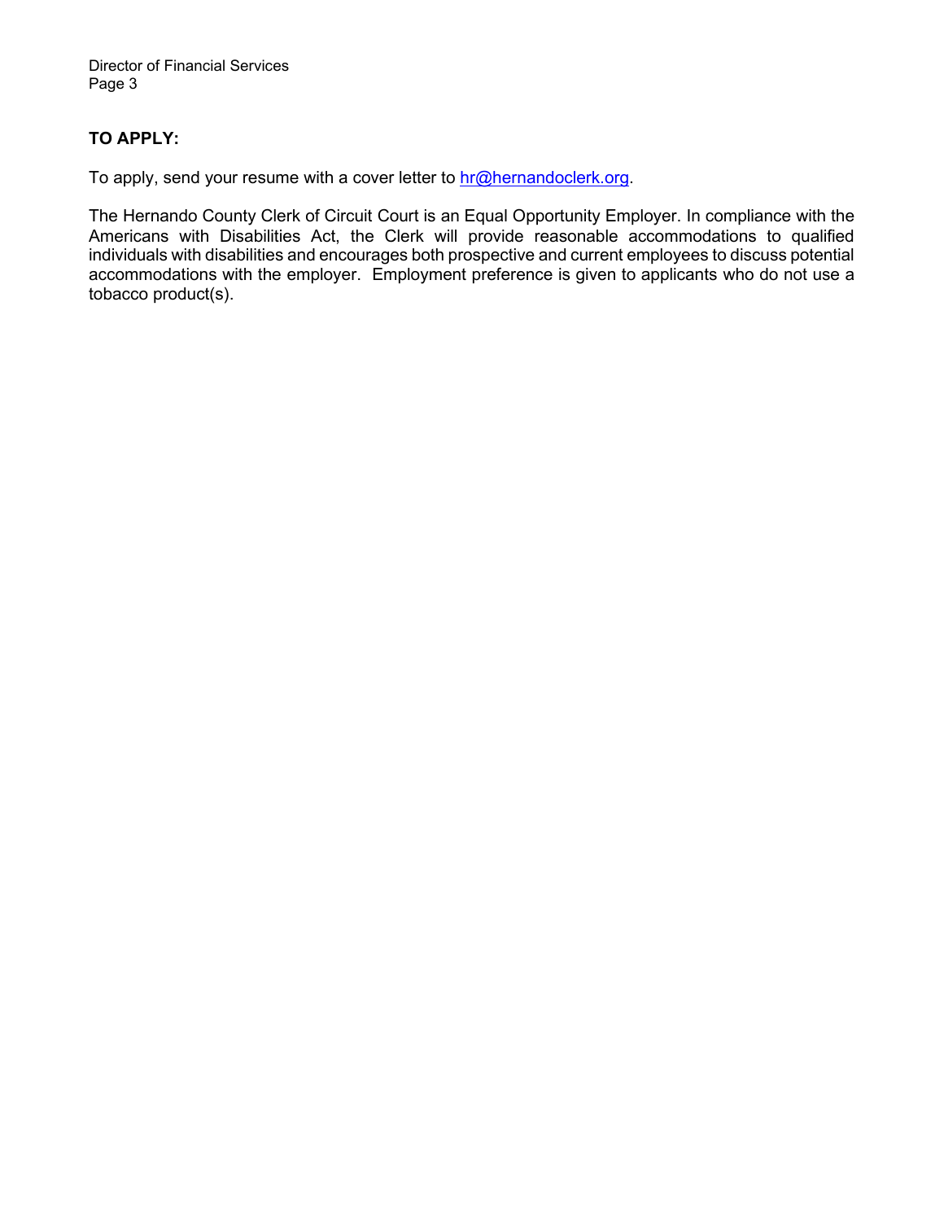**TO APPLY:**

To apply, send your resume with a cover letter to hr@hernandoclerk.org.

The Hernando County Clerk of Circuit Court is an Equal Opportunity Employer. In compliance with the Americans with Disabilities Act, the Clerk will provide reasonable accommodations to qualified individuals with disabilities and encourages both prospective and current employees to discuss potential accommodations with the employer. Employment preference is given to applicants who do not use a tobacco product(s).